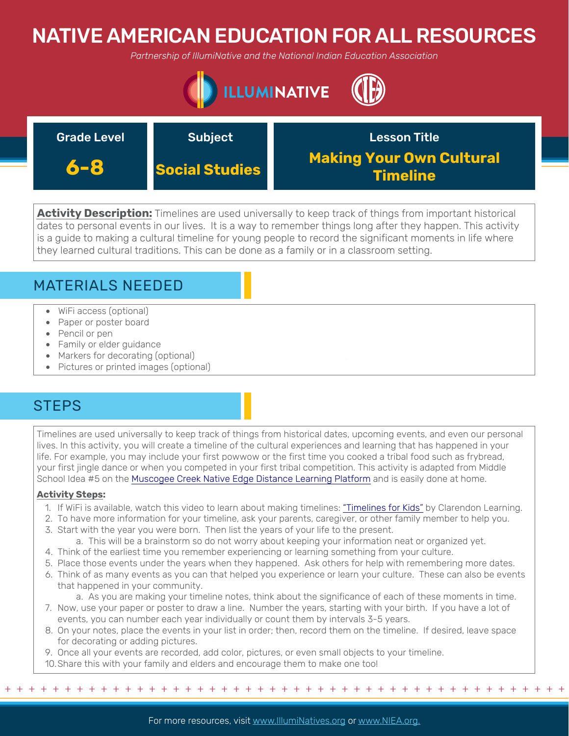# NATIVE AMERICAN EDUCATION FOR ALL RESOURCES

*Partnership of IllumiNative and the National Indian Education Association*

| Grade Level | Subject | Lesson Title |
|---|---|---|
| **6-8** | **Social Studies** | **Making Your Own Cultural Timeline** |

**Activity Description:** Timelines are used universally to keep track of things from important historical dates to personal events in our lives. It is a way to remember things long after they happen. This activity is a guide to making a cultural timeline for young people to record the significant moments in life where they learned cultural traditions. This can be done as a family or in a classroom setting.

## MATERIALS NEEDED

- WiFi access (optional)
- Paper or poster board
- Pencil or pen
- Family or elder guidance
- Markers for decorating (optional)
- Pictures or printed images (optional)

## STEPS

Timelines are used universally to keep track of things from historical dates, upcoming events, and even our personal lives. In this activity, you will create a timeline of the cultural experiences and learning that has happened in your life. For example, you may include your first powwow or the first time you cooked a tribal food such as frybread, your first jingle dance or when you competed in your first tribal competition. This activity is adapted from Middle School Idea #5 on the Muscogee Creek Native Edge Distance Learning Platform and is easily done at home.

**Activity Steps:**

1. If WiFi is available, watch this video to learn about making timelines: "Timelines for Kids" by Clarendon Learning.
2. To have more information for your timeline, ask your parents, caregiver, or other family member to help you.
3. Start with the year you were born. Then list the years of your life to the present.
   a. This will be a brainstorm so do not worry about keeping your information neat or organized yet.
4. Think of the earliest time you remember experiencing or learning something from your culture.
5. Place those events under the years when they happened. Ask others for help with remembering more dates.
6. Think of as many events as you can that helped you experience or learn your culture. These can also be events that happened in your community.
   a. As you are making your timeline notes, think about the significance of each of these moments in time.
7. Now, use your paper or poster to draw a line. Number the years, starting with your birth. If you have a lot of events, you can number each year individually or count them by intervals 3-5 years.
8. On your notes, place the events in your list in order; then, record them on the timeline. If desired, leave space for decorating or adding pictures.
9. Once all your events are recorded, add color, pictures, or even small objects to your timeline.
10. Share this with your family and elders and encourage them to make one too!

For more resources, visit www.IllumiNatives.org or www.NIEA.org.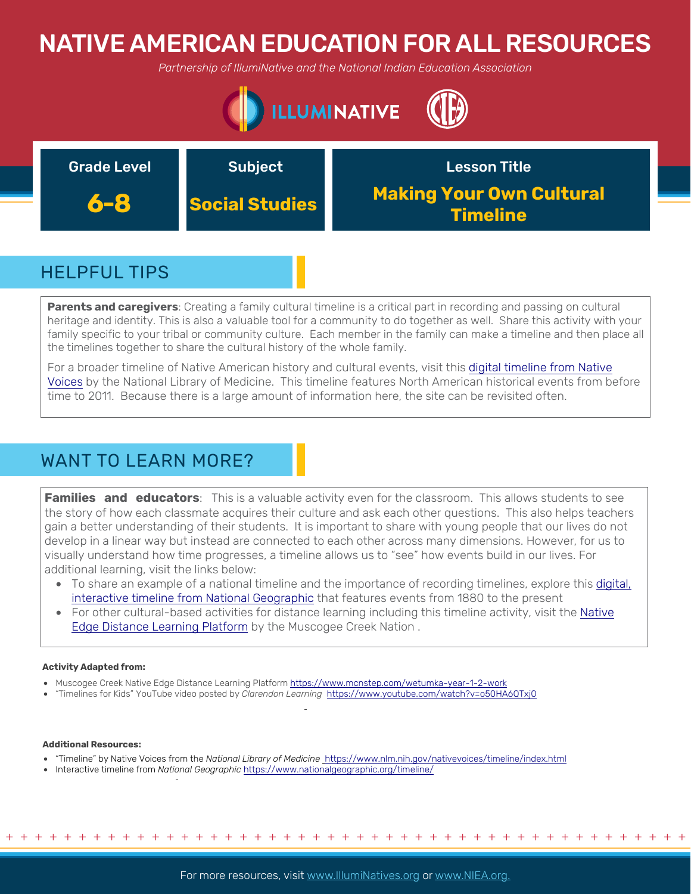# NATIVE AMERICAN EDUCATION FOR ALL RESOURCES

*Partnership of IllumiNative and the National Indian Education Association*

| Grade Level | Subject | Lesson Title |
|---|---|---|
| **6-8** | **Social Studies** | **Making Your Own Cultural Timeline** |

## HELPFUL TIPS

**Parents and caregivers**: Creating a family cultural timeline is a critical part in recording and passing on cultural heritage and identity. This is also a valuable tool for a community to do together as well. Share this activity with your family specific to your tribal or community culture. Each member in the family can make a timeline and then place all the timelines together to share the cultural history of the whole family.

For a broader timeline of Native American history and cultural events, visit this digital timeline from Native Voices by the National Library of Medicine. This timeline features North American historical events from before time to 2011. Because there is a large amount of information here, the site can be revisited often.

## WANT TO LEARN MORE?

**Families and educators**: This is a valuable activity even for the classroom. This allows students to see the story of how each classmate acquires their culture and ask each other questions. This also helps teachers gain a better understanding of their students. It is important to share with young people that our lives do not develop in a linear way but instead are connected to each other across many dimensions. However, for us to visually understand how time progresses, a timeline allows us to "see" how events build in our lives. For additional learning, visit the links below:

- To share an example of a national timeline and the importance of recording timelines, explore this digital, interactive timeline from National Geographic that features events from 1880 to the present
- For other cultural-based activities for distance learning including this timeline activity, visit the Native Edge Distance Learning Platform by the Muscogee Creek Nation .

**Activity Adapted from:**

- Muscogee Creek Native Edge Distance Learning Platform https://www.mcnstep.com/wetumka-year-1-2-work
- "Timelines for Kids" YouTube video posted by *Clarendon Learning* https://www.youtube.com/watch?v=o50HA6QTxj0

**Additional Resources:**

- "Timeline" by Native Voices from the *National Library of Medicine* https://www.nlm.nih.gov/nativevoices/timeline/index.html
- Interactive timeline from *National Geographic* https://www.nationalgeographic.org/timeline/

For more resources, visit www.IllumiNatives.org or www.NIEA.org.